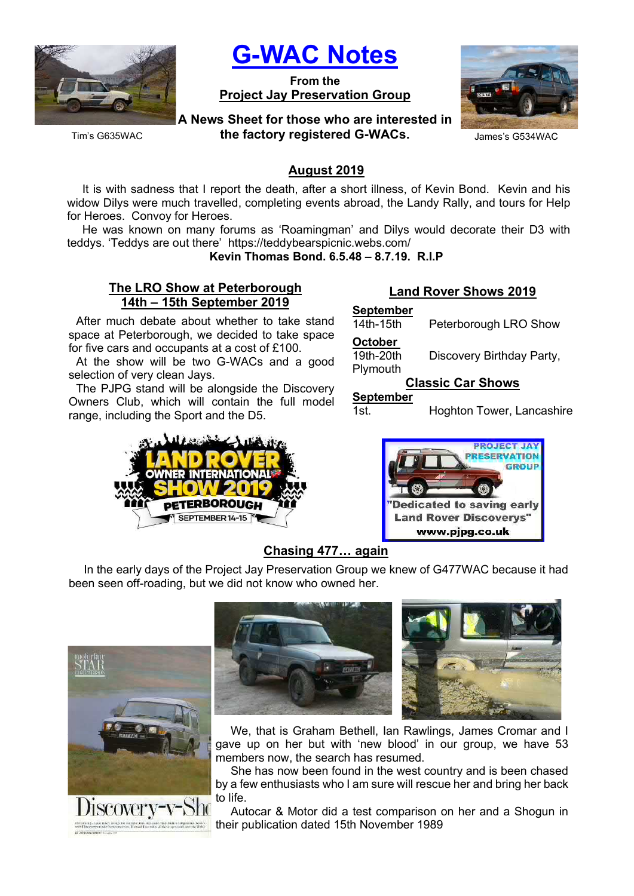# G-WAC Notes

**From the**
**Project Jay Preservation Group**

**A News Sheet for those who are interested in the factory registered G-WACs.**

Tim's G635WAC

James's G534WAC

## August 2019

It is with sadness that I report the death, after a short illness, of Kevin Bond. Kevin and his widow Dilys were much travelled, completing events abroad, the Landy Rally, and tours for Help for Heroes. Convoy for Heroes.

He was known on many forums as 'Roamingman' and Dilys would decorate their D3 with teddys. 'Teddys are out there' https://teddybearspicnic.webs.com/

**Kevin Thomas Bond. 6.5.48 – 8.7.19. R.I.P**

## The LRO Show at Peterborough 14th – 15th September 2019

After much debate about whether to take stand space at Peterborough, we decided to take space for five cars and occupants at a cost of £100.

At the show will be two G-WACs and a good selection of very clean Jays.

The PJPG stand will be alongside the Discovery Owners Club, which will contain the full model range, including the Sport and the D5.

## Land Rover Shows 2019

**September**
14th-15th — Peterborough LRO Show

**October**
19th-20th — Discovery Birthday Party, Plymouth

### Classic Car Shows

**September**
1st. — Hoghton Tower, Lancashire

## Chasing 477… again

In the early days of the Project Jay Preservation Group we knew of G477WAC because it had been seen off-roading, but we did not know who owned her.

We, that is Graham Bethell, Ian Rawlings, James Cromar and I gave up on her but with 'new blood' in our group, we have 53 members now, the search has resumed.

She has now been found in the west country and is been chased by a few enthusiasts who I am sure will rescue her and bring her back to life.

Autocar & Motor did a test comparison on her and a Shogun in their publication dated 15th November 1989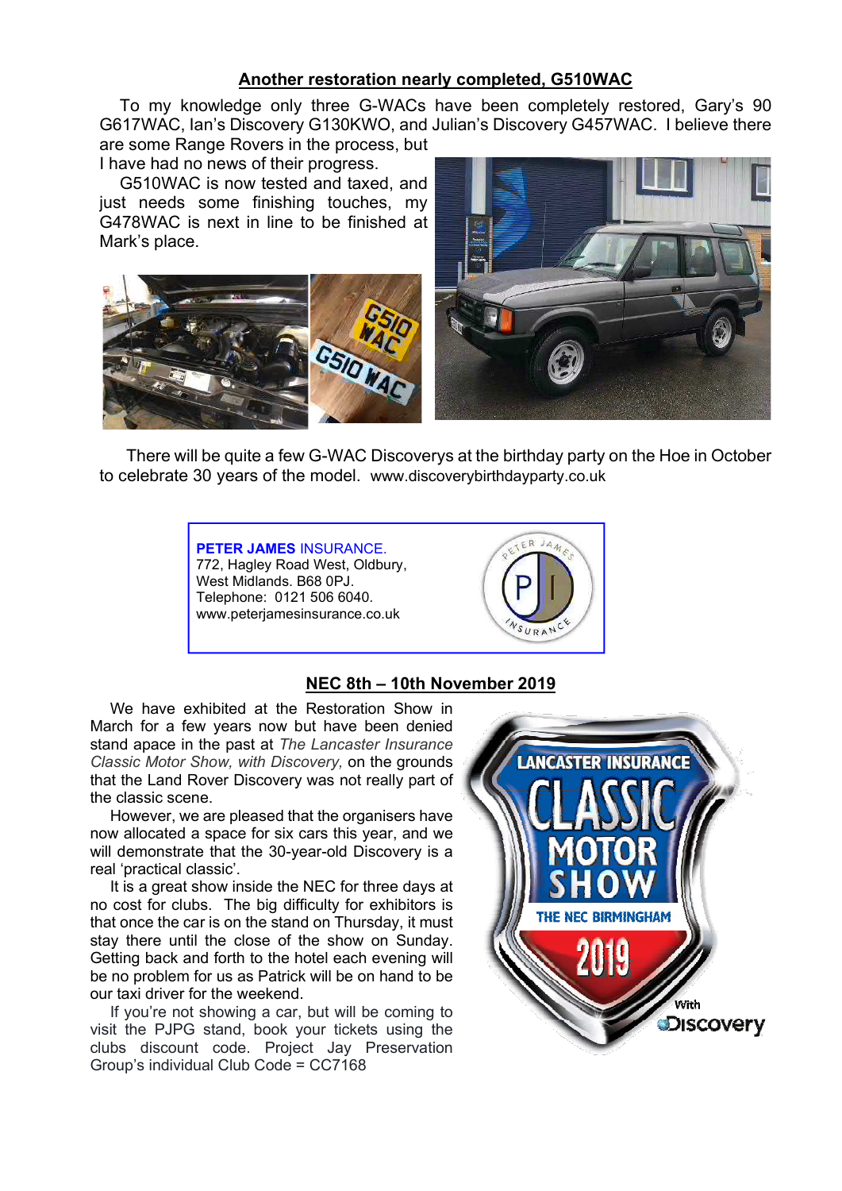## Another restoration nearly completed, G510WAC

To my knowledge only three G-WACs have been completely restored, Gary's 90 G617WAC, Ian's Discovery G130KWO, and Julian's Discovery G457WAC. I believe there are some Range Rovers in the process, but I have had no news of their progress.

G510WAC is now tested and taxed, and just needs some finishing touches, my G478WAC is next in line to be finished at Mark's place.

There will be quite a few G-WAC Discoverys at the birthday party on the Hoe in October to celebrate 30 years of the model. www.discoverybirthdayparty.co.uk

**PETER JAMES** INSURANCE.
772, Hagley Road West, Oldbury,
West Midlands. B68 0PJ.
Telephone: 0121 506 6040.
www.peterjamesinsurance.co.uk

## NEC 8th – 10th November 2019

We have exhibited at the Restoration Show in March for a few years now but have been denied stand apace in the past at *The Lancaster Insurance Classic Motor Show, with Discovery,* on the grounds that the Land Rover Discovery was not really part of the classic scene.

However, we are pleased that the organisers have now allocated a space for six cars this year, and we will demonstrate that the 30-year-old Discovery is a real 'practical classic'.

It is a great show inside the NEC for three days at no cost for clubs. The big difficulty for exhibitors is that once the car is on the stand on Thursday, it must stay there until the close of the show on Sunday. Getting back and forth to the hotel each evening will be no problem for us as Patrick will be on hand to be our taxi driver for the weekend.

If you're not showing a car, but will be coming to visit the PJPG stand, book your tickets using the clubs discount code. Project Jay Preservation Group's individual Club Code = CC7168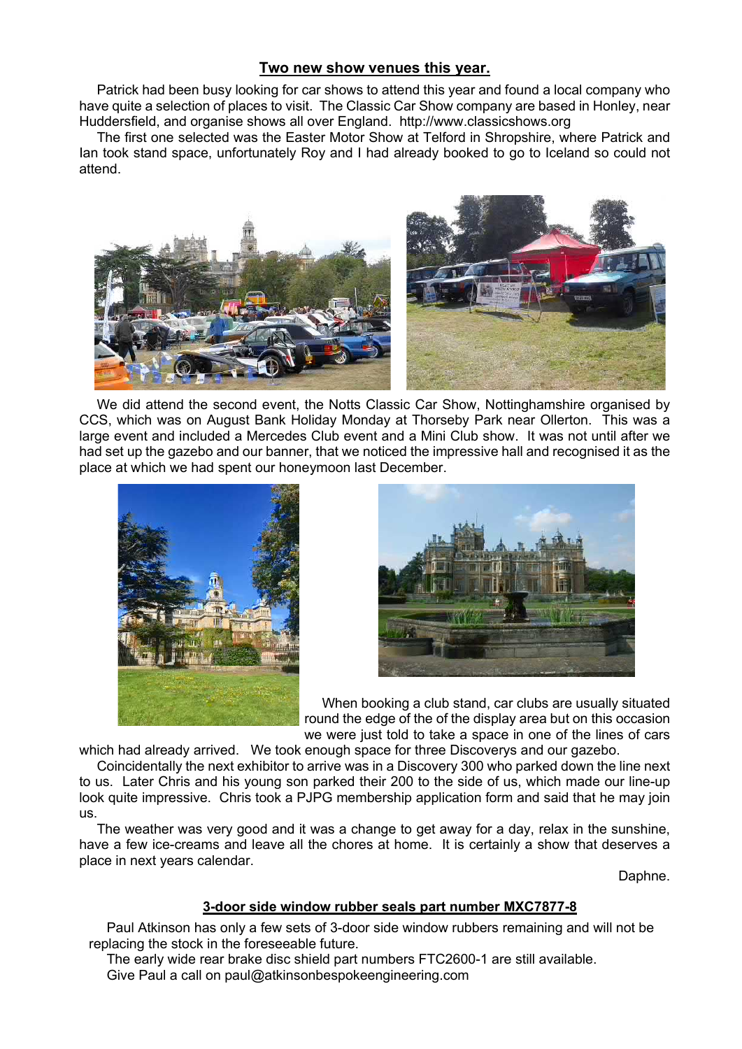## Two new show venues this year.

Patrick had been busy looking for car shows to attend this year and found a local company who have quite a selection of places to visit. The Classic Car Show company are based in Honley, near Huddersfield, and organise shows all over England. http://www.classicshows.org

The first one selected was the Easter Motor Show at Telford in Shropshire, where Patrick and Ian took stand space, unfortunately Roy and I had already booked to go to Iceland so could not attend.

We did attend the second event, the Notts Classic Car Show, Nottinghamshire organised by CCS, which was on August Bank Holiday Monday at Thorseby Park near Ollerton. This was a large event and included a Mercedes Club event and a Mini Club show. It was not until after we had set up the gazebo and our banner, that we noticed the impressive hall and recognised it as the place at which we had spent our honeymoon last December.

When booking a club stand, car clubs are usually situated round the edge of the of the display area but on this occasion we were just told to take a space in one of the lines of cars which had already arrived. We took enough space for three Discoverys and our gazebo.

Coincidentally the next exhibitor to arrive was in a Discovery 300 who parked down the line next to us. Later Chris and his young son parked their 200 to the side of us, which made our line-up look quite impressive. Chris took a PJPG membership application form and said that he may join us.

The weather was very good and it was a change to get away for a day, relax in the sunshine, have a few ice-creams and leave all the chores at home. It is certainly a show that deserves a place in next years calendar.

Daphne.

## 3-door side window rubber seals part number MXC7877-8

Paul Atkinson has only a few sets of 3-door side window rubbers remaining and will not be replacing the stock in the foreseeable future.

The early wide rear brake disc shield part numbers FTC2600-1 are still available.

Give Paul a call on paul@atkinsonbespokeengineering.com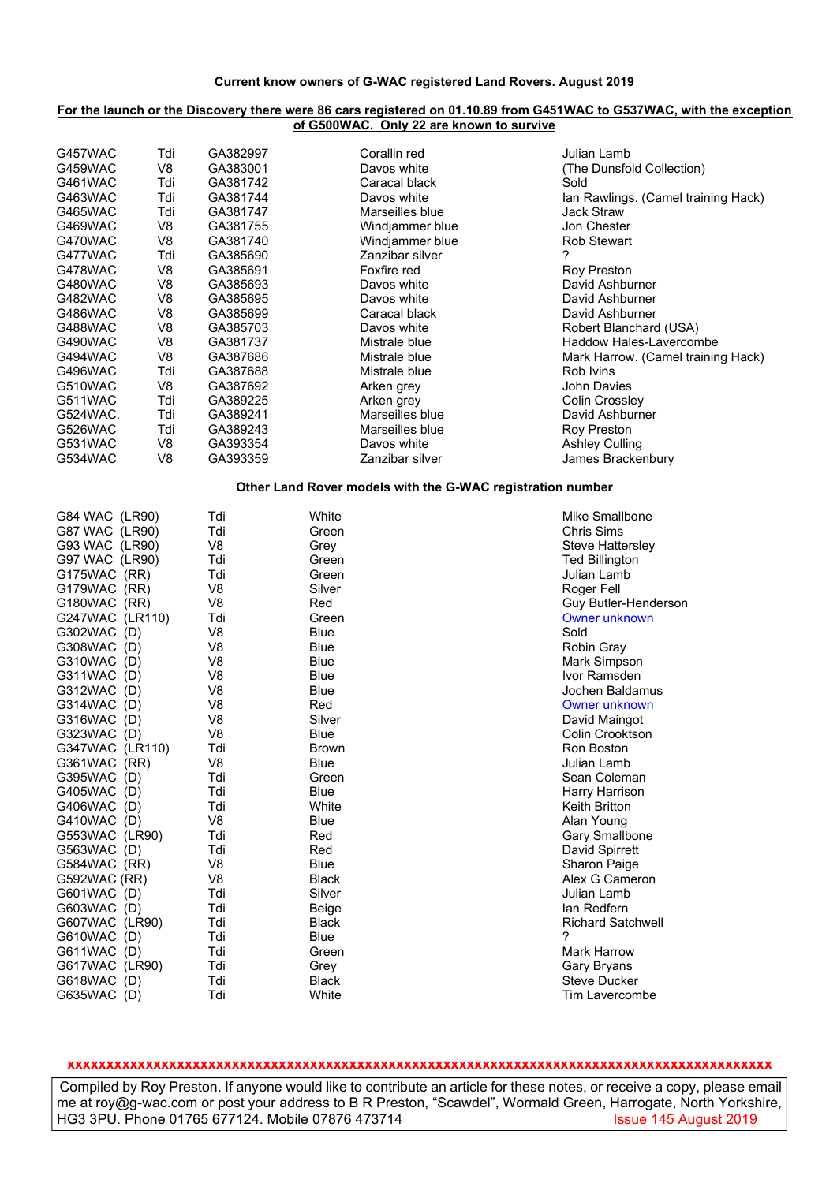**Current know owners of G-WAC registered Land Rovers. August 2019**

**For the launch or the Discovery there were 86 cars registered on 01.10.89 from G451WAC to G537WAC, with the exception of G500WAC. Only 22 are known to survive**

| | | | | |
|---|---|---|---|---|
| G457WAC | Tdi | GA382997 | Corallin red | Julian Lamb |
| G459WAC | V8 | GA383001 | Davos white | (The Dunsfold Collection) |
| G461WAC | Tdi | GA381742 | Caracal black | Sold |
| G463WAC | Tdi | GA381744 | Davos white | Ian Rawlings. (Camel training Hack) |
| G465WAC | Tdi | GA381747 | Marseilles blue | Jack Straw |
| G469WAC | V8 | GA381755 | Windjammer blue | Jon Chester |
| G470WAC | V8 | GA381740 | Windjammer blue | Rob Stewart |
| G477WAC | Tdi | GA385690 | Zanzibar silver | ? |
| G478WAC | V8 | GA385691 | Foxfire red | Roy Preston |
| G480WAC | V8 | GA385693 | Davos white | David Ashburner |
| G482WAC | V8 | GA385695 | Davos white | David Ashburner |
| G486WAC | V8 | GA385699 | Caracal black | David Ashburner |
| G488WAC | V8 | GA385703 | Davos white | Robert Blanchard (USA) |
| G490WAC | V8 | GA381737 | Mistrale blue | Haddow Hales-Lavercombe |
| G494WAC | V8 | GA387686 | Mistrale blue | Mark Harrow. (Camel training Hack) |
| G496WAC | Tdi | GA387688 | Mistrale blue | Rob Ivins |
| G510WAC | V8 | GA387692 | Arken grey | John Davies |
| G511WAC | Tdi | GA389225 | Arken grey | Colin Crossley |
| G524WAC. | Tdi | GA389241 | Marseilles blue | David Ashburner |
| G526WAC | Tdi | GA389243 | Marseilles blue | Roy Preston |
| G531WAC | V8 | GA393354 | Davos white | Ashley Culling |
| G534WAC | V8 | GA393359 | Zanzibar silver | James Brackenbury |

**Other Land Rover models with the G-WAC registration number**

| | | | |
|---|---|---|---|
| G84 WAC (LR90) | Tdi | White | Mike Smallbone |
| G87 WAC (LR90) | Tdi | Green | Chris Sims |
| G93 WAC (LR90) | V8 | Grey | Steve Hattersley |
| G97 WAC (LR90) | Tdi | Green | Ted Billington |
| G175WAC (RR) | Tdi | Green | Julian Lamb |
| G179WAC (RR) | V8 | Silver | Roger Fell |
| G180WAC (RR) | V8 | Red | Guy Butler-Henderson |
| G247WAC (LR110) | Tdi | Green | Owner unknown |
| G302WAC (D) | V8 | Blue | Sold |
| G308WAC (D) | V8 | Blue | Robin Gray |
| G310WAC (D) | V8 | Blue | Mark Simpson |
| G311WAC (D) | V8 | Blue | Ivor Ramsden |
| G312WAC (D) | V8 | Blue | Jochen Baldamus |
| G314WAC (D) | V8 | Red | Owner unknown |
| G316WAC (D) | V8 | Silver | David Maingot |
| G323WAC (D) | V8 | Blue | Colin Crooktson |
| G347WAC (LR110) | Tdi | Brown | Ron Boston |
| G361WAC (RR) | V8 | Blue | Julian Lamb |
| G395WAC (D) | Tdi | Green | Sean Coleman |
| G405WAC (D) | Tdi | Blue | Harry Harrison |
| G406WAC (D) | Tdi | White | Keith Britton |
| G410WAC (D) | V8 | Blue | Alan Young |
| G553WAC (LR90) | Tdi | Red | Gary Smallbone |
| G563WAC (D) | Tdi | Red | David Spirrett |
| G584WAC (RR) | V8 | Blue | Sharon Paige |
| G592WAC (RR) | V8 | Black | Alex G Cameron |
| G601WAC (D) | Tdi | Silver | Julian Lamb |
| G603WAC (D) | Tdi | Beige | Ian Redfern |
| G607WAC (LR90) | Tdi | Black | Richard Satchwell |
| G610WAC (D) | Tdi | Blue | ? |
| G611WAC (D) | Tdi | Green | Mark Harrow |
| G617WAC (LR90) | Tdi | Grey | Gary Bryans |
| G618WAC (D) | Tdi | Black | Steve Ducker |
| G635WAC (D) | Tdi | White | Tim Lavercombe |

xxxxxxxxxxxxxxxxxxxxxxxxxxxxxxxxxxxxxxxxxxxxxxxxxxxxxxxxxxxxxxxxxxxxxxxxxxxxxxxxxxxxxxxxxx

Compiled by Roy Preston. If anyone would like to contribute an article for these notes, or receive a copy, please email me at roy@g-wac.com or post your address to B R Preston, "Scawdel", Wormald Green, Harrogate, North Yorkshire, HG3 3PU. Phone 01765 677124. Mobile 07876 473714 Issue 145 August 2019